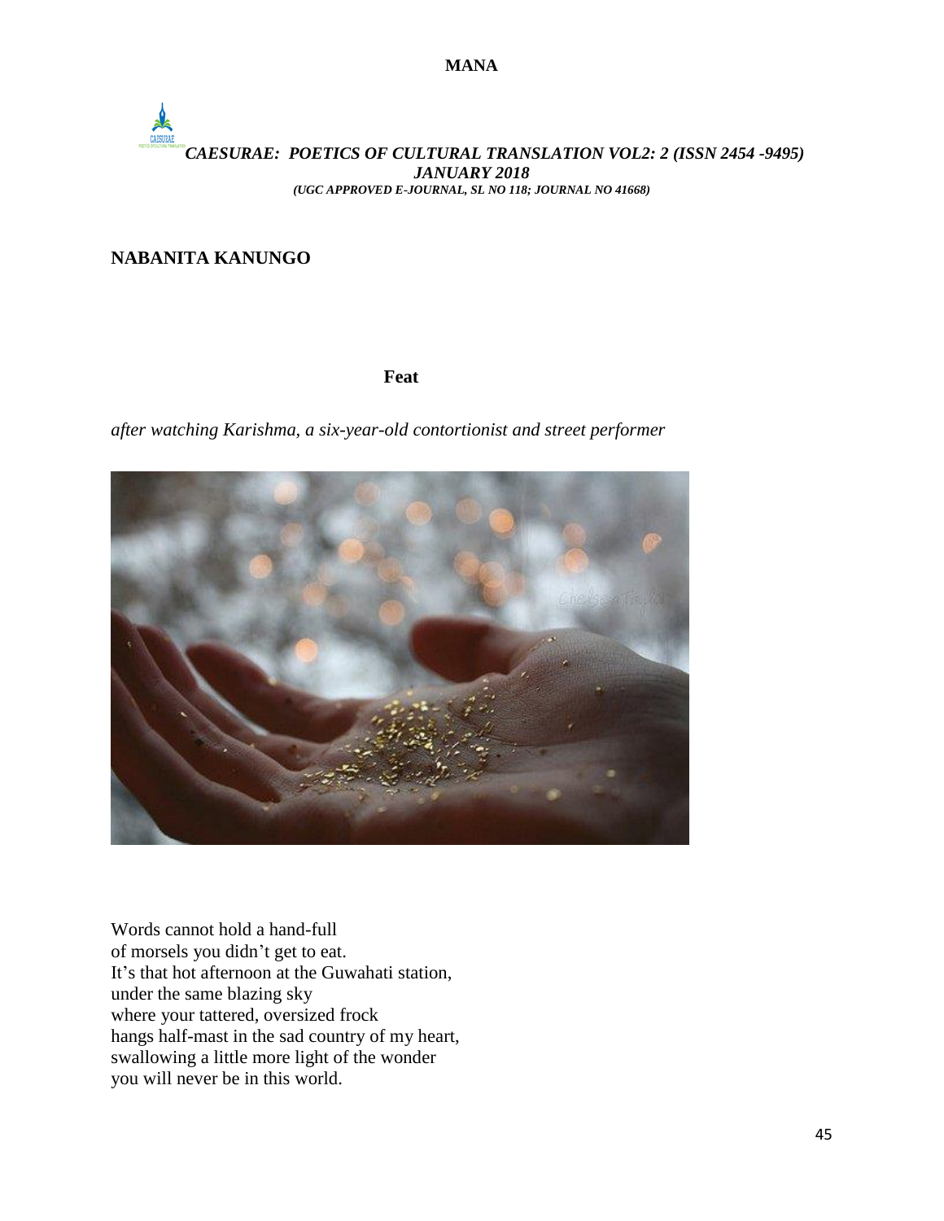## NABANITA KANUNGO

### Feat

*after watching Karishma, a six-year-old contortionist and street performer*

Words cannot hold a hand-full
of morsels you didn't get to eat.
It's that hot afternoon at the Guwahati station,
under the same blazing sky
where your tattered, oversized frock
hangs half-mast in the sad country of my heart,
swallowing a little more light of the wonder
you will never be in this world.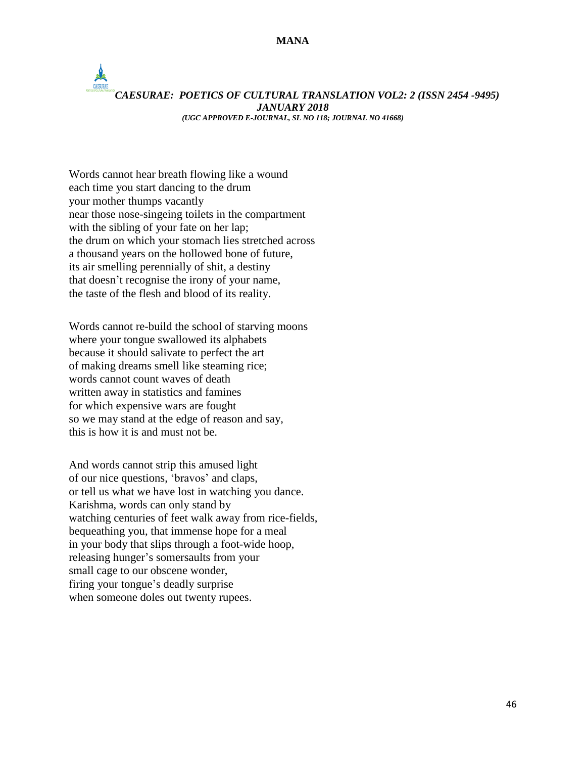Words cannot hear breath flowing like a wound
each time you start dancing to the drum
your mother thumps vacantly
near those nose-singeing toilets in the compartment
with the sibling of your fate on her lap;
the drum on which your stomach lies stretched across
a thousand years on the hollowed bone of future,
its air smelling perennially of shit, a destiny
that doesn't recognise the irony of your name,
the taste of the flesh and blood of its reality.

Words cannot re-build the school of starving moons
where your tongue swallowed its alphabets
because it should salivate to perfect the art
of making dreams smell like steaming rice;
words cannot count waves of death
written away in statistics and famines
for which expensive wars are fought
so we may stand at the edge of reason and say,
this is how it is and must not be.

And words cannot strip this amused light
of our nice questions, 'bravos' and claps,
or tell us what we have lost in watching you dance.
Karishma, words can only stand by
watching centuries of feet walk away from rice-fields,
bequeathing you, that immense hope for a meal
in your body that slips through a foot-wide hoop,
releasing hunger's somersaults from your
small cage to our obscene wonder,
firing your tongue's deadly surprise
when someone doles out twenty rupees.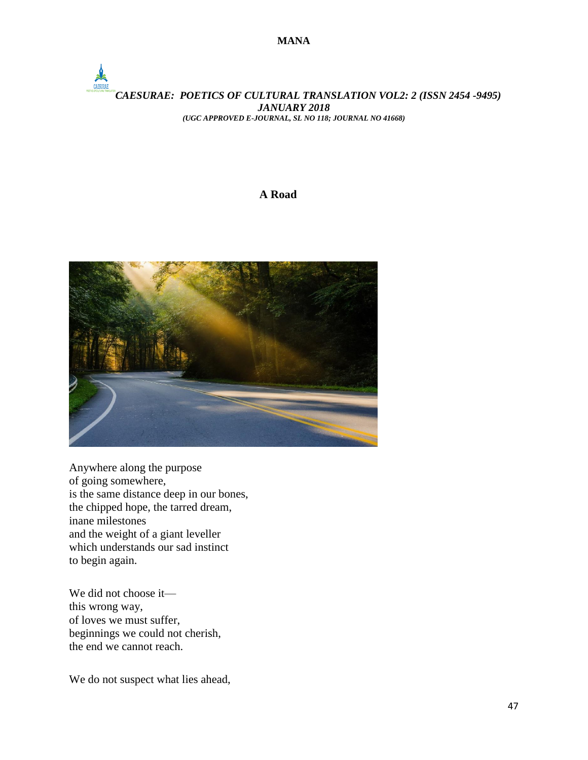## A Road

Anywhere along the purpose
of going somewhere,
is the same distance deep in our bones,
the chipped hope, the tarred dream,
inane milestones
and the weight of a giant leveller
which understands our sad instinct
to begin again.

We did not choose it—
this wrong way,
of loves we must suffer,
beginnings we could not cherish,
the end we cannot reach.

We do not suspect what lies ahead,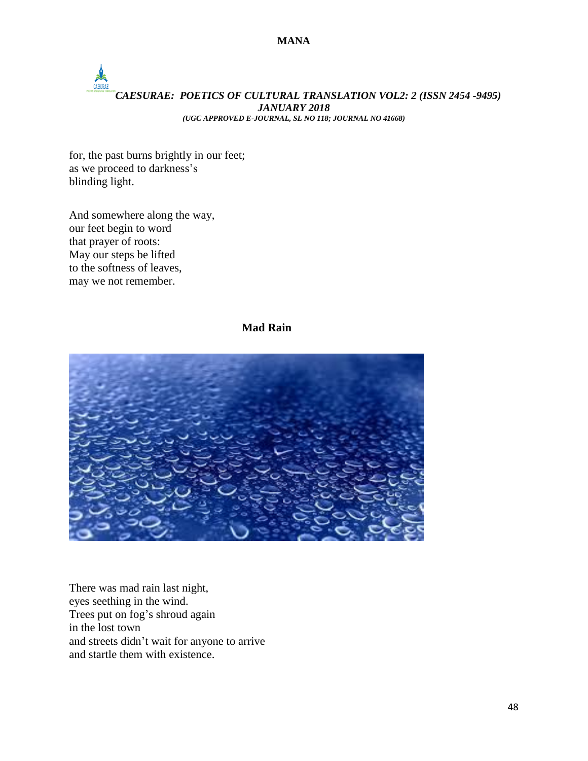for, the past burns brightly in our feet;
as we proceed to darkness's
blinding light.

And somewhere along the way,
our feet begin to word
that prayer of roots:
May our steps be lifted
to the softness of leaves,
may we not remember.

## Mad Rain

There was mad rain last night,
eyes seething in the wind.
Trees put on fog's shroud again
in the lost town
and streets didn't wait for anyone to arrive
and startle them with existence.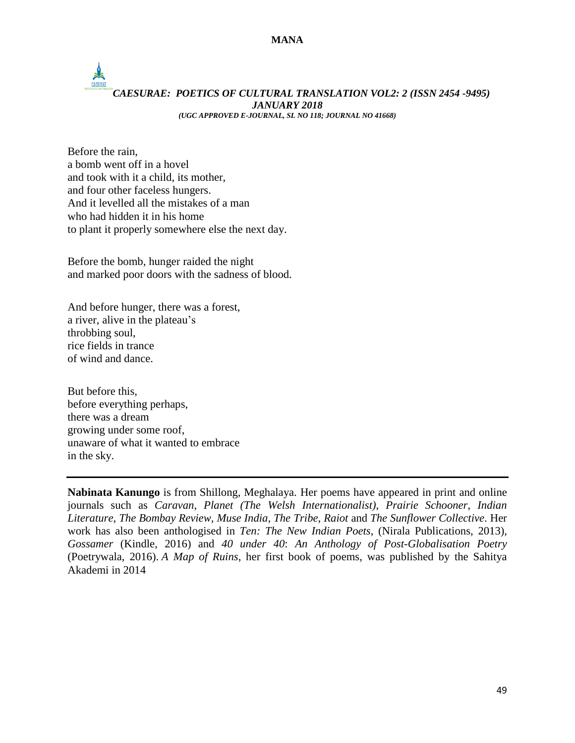Before the rain,  
a bomb went off in a hovel  
and took with it a child, its mother,  
and four other faceless hungers.  
And it levelled all the mistakes of a man  
who had hidden it in his home  
to plant it properly somewhere else the next day.

Before the bomb, hunger raided the night  
and marked poor doors with the sadness of blood.

And before hunger, there was a forest,  
a river, alive in the plateau's  
throbbing soul,  
rice fields in trance  
of wind and dance.

But before this,  
before everything perhaps,  
there was a dream  
growing under some roof,  
unaware of what it wanted to embrace  
in the sky.

---

**Nabinata Kanungo** is from Shillong, Meghalaya. Her poems have appeared in print and online journals such as *Caravan*, *Planet (The Welsh Internationalist)*, *Prairie Schooner*, *Indian Literature*, *The Bombay Review*, *Muse India*, *The Tribe*, *Raiot* and *The Sunflower Collective*. Her work has also been anthologised in *Ten: The New Indian Poets*, (Nirala Publications, 2013), *Gossamer* (Kindle, 2016) and *40 under 40*: *An Anthology of Post-Globalisation Poetry* (Poetrywala, 2016). *A Map of Ruins*, her first book of poems, was published by the Sahitya Akademi in 2014